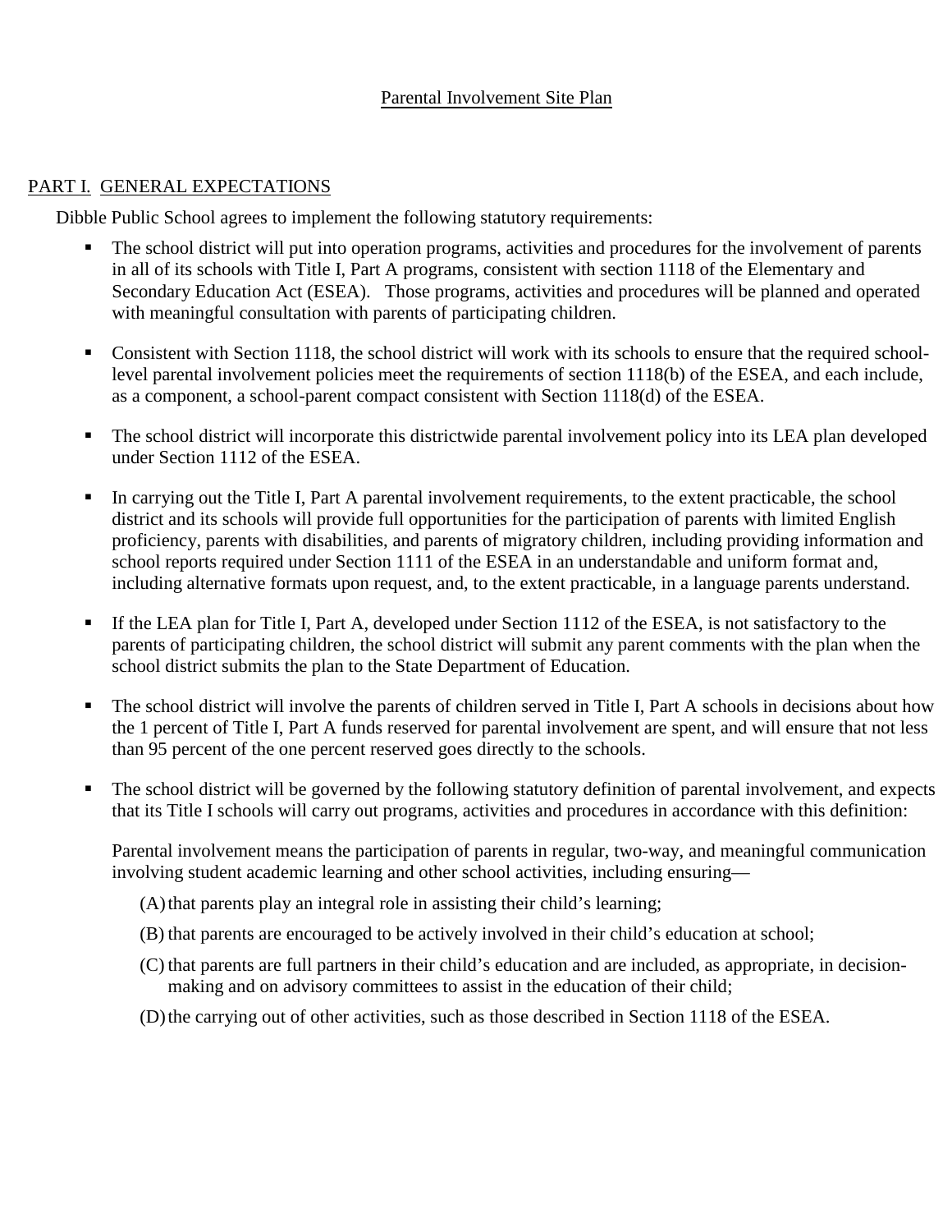# Parental Involvement Site Plan

## PART I. GENERAL EXPECTATIONS

Dibble Public School agrees to implement the following statutory requirements:

- The school district will put into operation programs, activities and procedures for the involvement of parents in all of its schools with Title I, Part A programs, consistent with section 1118 of the Elementary and Secondary Education Act (ESEA). Those programs, activities and procedures will be planned and operated with meaningful consultation with parents of participating children.

- Consistent with Section 1118, the school district will work with its schools to ensure that the required school-level parental involvement policies meet the requirements of section 1118(b) of the ESEA, and each include, as a component, a school-parent compact consistent with Section 1118(d) of the ESEA.

- The school district will incorporate this districtwide parental involvement policy into its LEA plan developed under Section 1112 of the ESEA.

- In carrying out the Title I, Part A parental involvement requirements, to the extent practicable, the school district and its schools will provide full opportunities for the participation of parents with limited English proficiency, parents with disabilities, and parents of migratory children, including providing information and school reports required under Section 1111 of the ESEA in an understandable and uniform format and, including alternative formats upon request, and, to the extent practicable, in a language parents understand.

- If the LEA plan for Title I, Part A, developed under Section 1112 of the ESEA, is not satisfactory to the parents of participating children, the school district will submit any parent comments with the plan when the school district submits the plan to the State Department of Education.

- The school district will involve the parents of children served in Title I, Part A schools in decisions about how the 1 percent of Title I, Part A funds reserved for parental involvement are spent, and will ensure that not less than 95 percent of the one percent reserved goes directly to the schools.

- The school district will be governed by the following statutory definition of parental involvement, and expects that its Title I schools will carry out programs, activities and procedures in accordance with this definition:

  Parental involvement means the participation of parents in regular, two-way, and meaningful communication involving student academic learning and other school activities, including ensuring—

  (A) that parents play an integral role in assisting their child's learning;

  (B) that parents are encouraged to be actively involved in their child's education at school;

  (C) that parents are full partners in their child's education and are included, as appropriate, in decision-making and on advisory committees to assist in the education of their child;

  (D) the carrying out of other activities, such as those described in Section 1118 of the ESEA.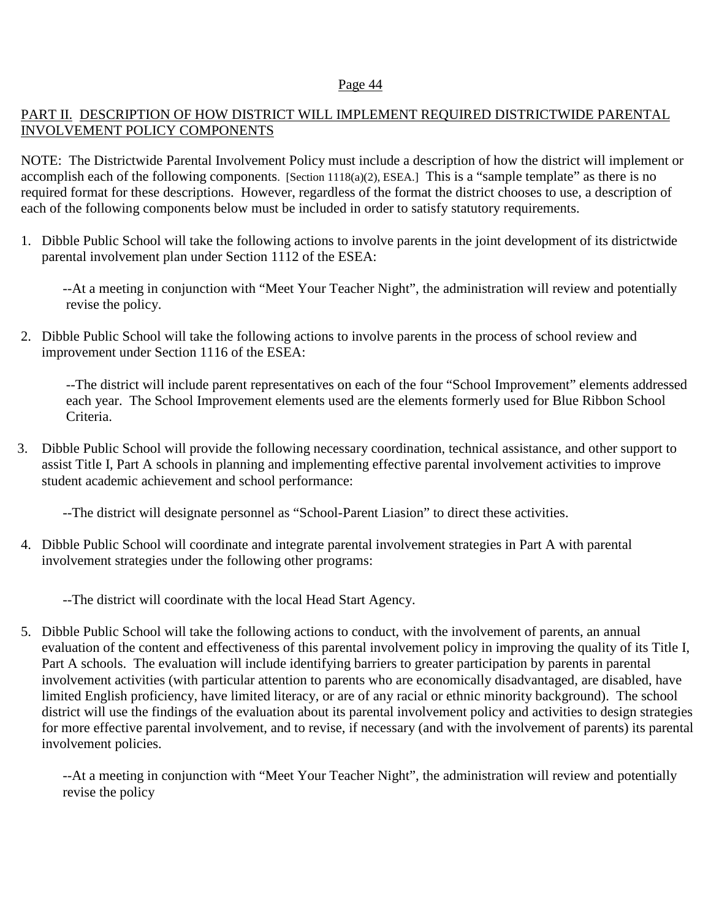## PART II. DESCRIPTION OF HOW DISTRICT WILL IMPLEMENT REQUIRED DISTRICTWIDE PARENTAL INVOLVEMENT POLICY COMPONENTS

NOTE: The Districtwide Parental Involvement Policy must include a description of how the district will implement or accomplish each of the following components. [Section 1118(a)(2), ESEA.] This is a "sample template" as there is no required format for these descriptions. However, regardless of the format the district chooses to use, a description of each of the following components below must be included in order to satisfy statutory requirements.

1. Dibble Public School will take the following actions to involve parents in the joint development of its districtwide parental involvement plan under Section 1112 of the ESEA:

   --At a meeting in conjunction with "Meet Your Teacher Night", the administration will review and potentially revise the policy.

2. Dibble Public School will take the following actions to involve parents in the process of school review and improvement under Section 1116 of the ESEA:

   --The district will include parent representatives on each of the four "School Improvement" elements addressed each year. The School Improvement elements used are the elements formerly used for Blue Ribbon School Criteria.

3. Dibble Public School will provide the following necessary coordination, technical assistance, and other support to assist Title I, Part A schools in planning and implementing effective parental involvement activities to improve student academic achievement and school performance:

   --The district will designate personnel as "School-Parent Liasion" to direct these activities.

4. Dibble Public School will coordinate and integrate parental involvement strategies in Part A with parental involvement strategies under the following other programs:

   --The district will coordinate with the local Head Start Agency.

5. Dibble Public School will take the following actions to conduct, with the involvement of parents, an annual evaluation of the content and effectiveness of this parental involvement policy in improving the quality of its Title I, Part A schools. The evaluation will include identifying barriers to greater participation by parents in parental involvement activities (with particular attention to parents who are economically disadvantaged, are disabled, have limited English proficiency, have limited literacy, or are of any racial or ethnic minority background). The school district will use the findings of the evaluation about its parental involvement policy and activities to design strategies for more effective parental involvement, and to revise, if necessary (and with the involvement of parents) its parental involvement policies.

   --At a meeting in conjunction with "Meet Your Teacher Night", the administration will review and potentially revise the policy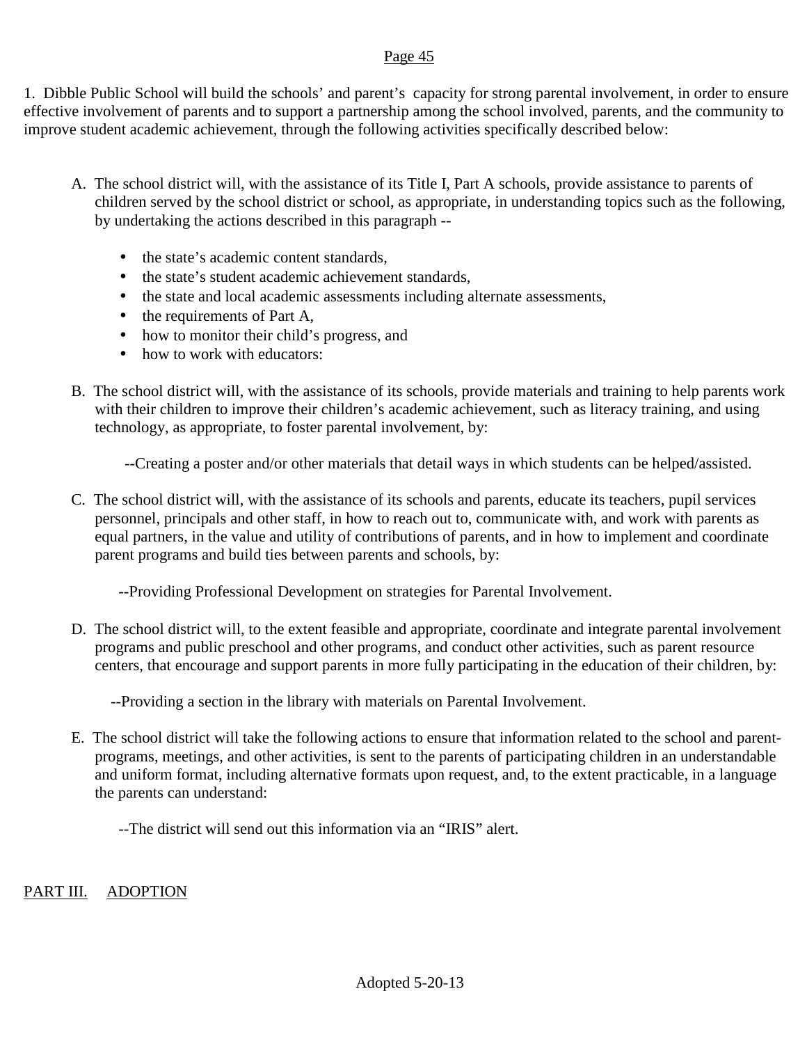Page 45

1. Dibble Public School will build the schools' and parent's capacity for strong parental involvement, in order to ensure effective involvement of parents and to support a partnership among the school involved, parents, and the community to improve student academic achievement, through the following activities specifically described below:

A. The school district will, with the assistance of its Title I, Part A schools, provide assistance to parents of children served by the school district or school, as appropriate, in understanding topics such as the following, by undertaking the actions described in this paragraph --

- the state's academic content standards,
- the state's student academic achievement standards,
- the state and local academic assessments including alternate assessments,
- the requirements of Part A,
- how to monitor their child's progress, and
- how to work with educators:

B. The school district will, with the assistance of its schools, provide materials and training to help parents work with their children to improve their children's academic achievement, such as literacy training, and using technology, as appropriate, to foster parental involvement, by:

--Creating a poster and/or other materials that detail ways in which students can be helped/assisted.

C. The school district will, with the assistance of its schools and parents, educate its teachers, pupil services personnel, principals and other staff, in how to reach out to, communicate with, and work with parents as equal partners, in the value and utility of contributions of parents, and in how to implement and coordinate parent programs and build ties between parents and schools, by:

--Providing Professional Development on strategies for Parental Involvement.

D. The school district will, to the extent feasible and appropriate, coordinate and integrate parental involvement programs and public preschool and other programs, and conduct other activities, such as parent resource centers, that encourage and support parents in more fully participating in the education of their children, by:

--Providing a section in the library with materials on Parental Involvement.

E. The school district will take the following actions to ensure that information related to the school and parent-programs, meetings, and other activities, is sent to the parents of participating children in an understandable and uniform format, including alternative formats upon request, and, to the extent practicable, in a language the parents can understand:

--The district will send out this information via an "IRIS" alert.

PART III. ADOPTION

Adopted 5-20-13